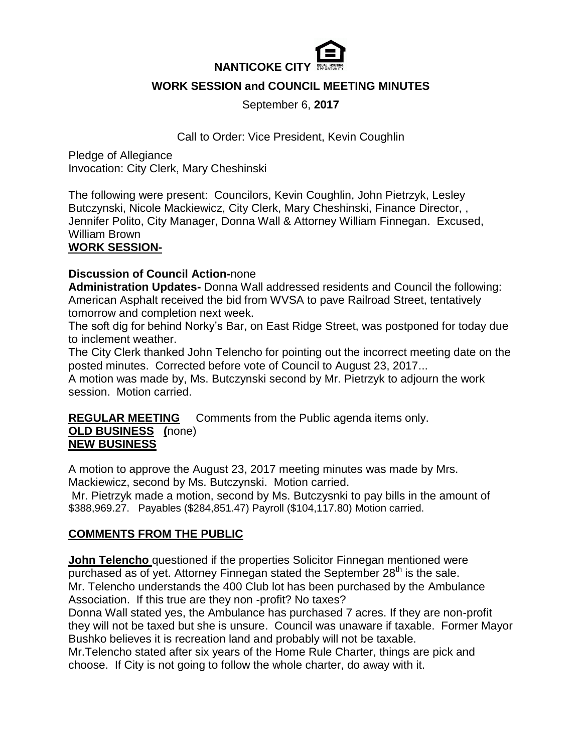# NANTICOKE CITY

## WORK SESSION and COUNCIL MEETING MINUTES

September 6, **2017**

Call to Order: Vice President, Kevin Coughlin

Pledge of Allegiance
Invocation: City Clerk, Mary Cheshinski

The following were present: Councilors, Kevin Coughlin, John Pietrzyk, Lesley Butczynski, Nicole Mackiewicz, City Clerk, Mary Cheshinski, Finance Director, , Jennifer Polito, City Manager, Donna Wall & Attorney William Finnegan. Excused, William Brown

**WORK SESSION-**

**Discussion of Council Action-**none

**Administration Updates-** Donna Wall addressed residents and Council the following: American Asphalt received the bid from WVSA to pave Railroad Street, tentatively tomorrow and completion next week.

The soft dig for behind Norky's Bar, on East Ridge Street, was postponed for today due to inclement weather.

The City Clerk thanked John Telencho for pointing out the incorrect meeting date on the posted minutes. Corrected before vote of Council to August 23, 2017...

A motion was made by, Ms. Butczynski second by Mr. Pietrzyk to adjourn the work session. Motion carried.

**REGULAR MEETING** Comments from the Public agenda items only.

**OLD BUSINESS (**none)

**NEW BUSINESS**

A motion to approve the August 23, 2017 meeting minutes was made by Mrs. Mackiewicz, second by Ms. Butczynski. Motion carried.

Mr. Pietrzyk made a motion, second by Ms. Butczysnki to pay bills in the amount of $388,969.27. Payables ($284,851.47) Payroll ($104,117.80) Motion carried.

**COMMENTS FROM THE PUBLIC**

**John Telencho** questioned if the properties Solicitor Finnegan mentioned were purchased as of yet. Attorney Finnegan stated the September 28th is the sale.

Mr. Telencho understands the 400 Club lot has been purchased by the Ambulance Association. If this true are they non -profit? No taxes?

Donna Wall stated yes, the Ambulance has purchased 7 acres. If they are non-profit they will not be taxed but she is unsure. Council was unaware if taxable. Former Mayor Bushko believes it is recreation land and probably will not be taxable.

Mr.Telencho stated after six years of the Home Rule Charter, things are pick and choose. If City is not going to follow the whole charter, do away with it.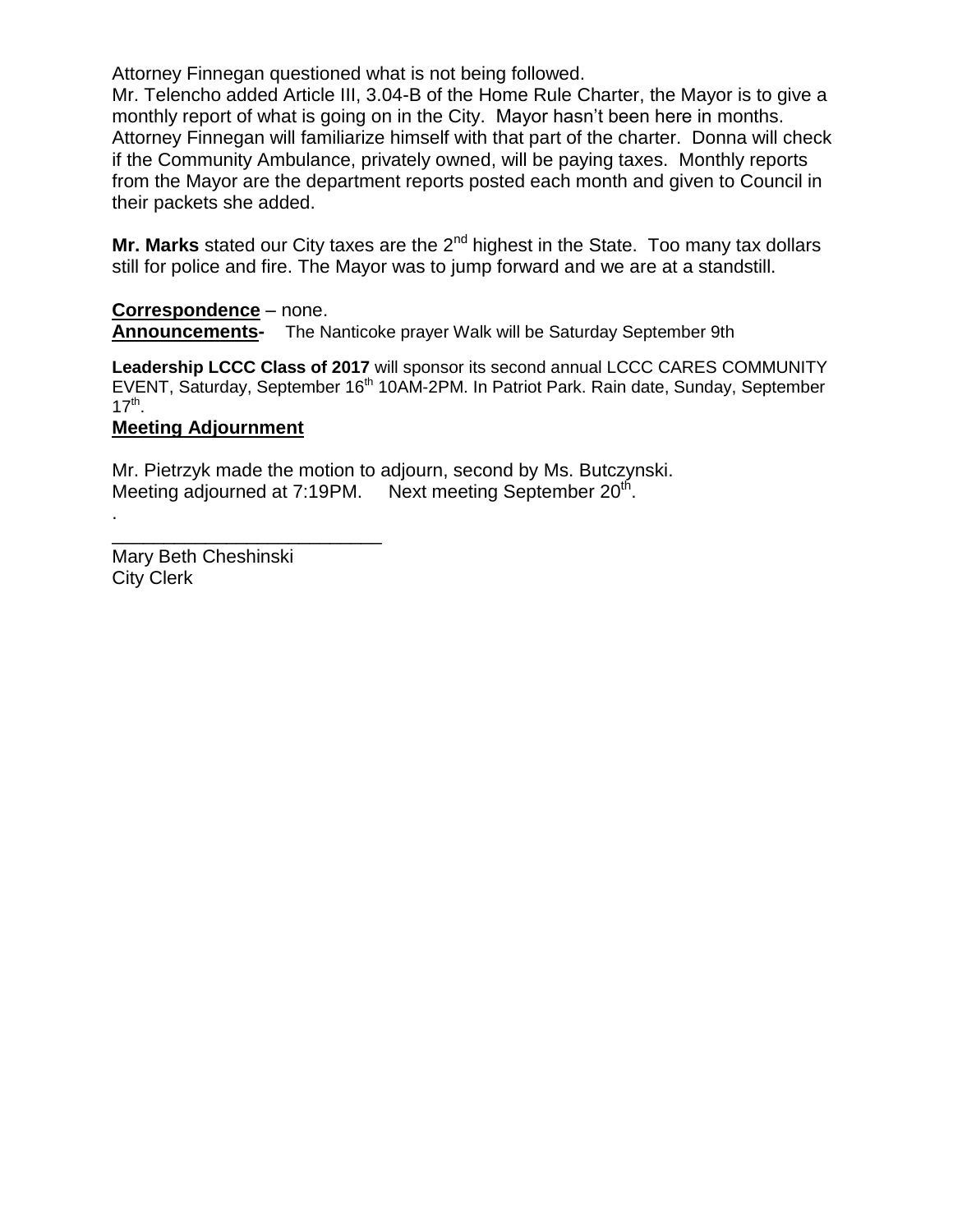Attorney Finnegan questioned what is not being followed.
Mr. Telencho added Article III, 3.04-B of the Home Rule Charter, the Mayor is to give a monthly report of what is going on in the City. Mayor hasn't been here in months. Attorney Finnegan will familiarize himself with that part of the charter. Donna will check if the Community Ambulance, privately owned, will be paying taxes. Monthly reports from the Mayor are the department reports posted each month and given to Council in their packets she added.

**Mr. Marks** stated our City taxes are the 2nd highest in the State. Too many tax dollars still for police and fire. The Mayor was to jump forward and we are at a standstill.

**Correspondence** – none.
**Announcements-** The Nanticoke prayer Walk will be Saturday September 9th

**Leadership LCCC Class of 2017** will sponsor its second annual LCCC CARES COMMUNITY EVENT, Saturday, September 16th 10AM-2PM. In Patriot Park. Rain date, Sunday, September 17th.

**Meeting Adjournment**

Mr. Pietrzyk made the motion to adjourn, second by Ms. Butczynski.
Meeting adjourned at 7:19PM. Next meeting September 20th.

.

___________________________
Mary Beth Cheshinski
City Clerk